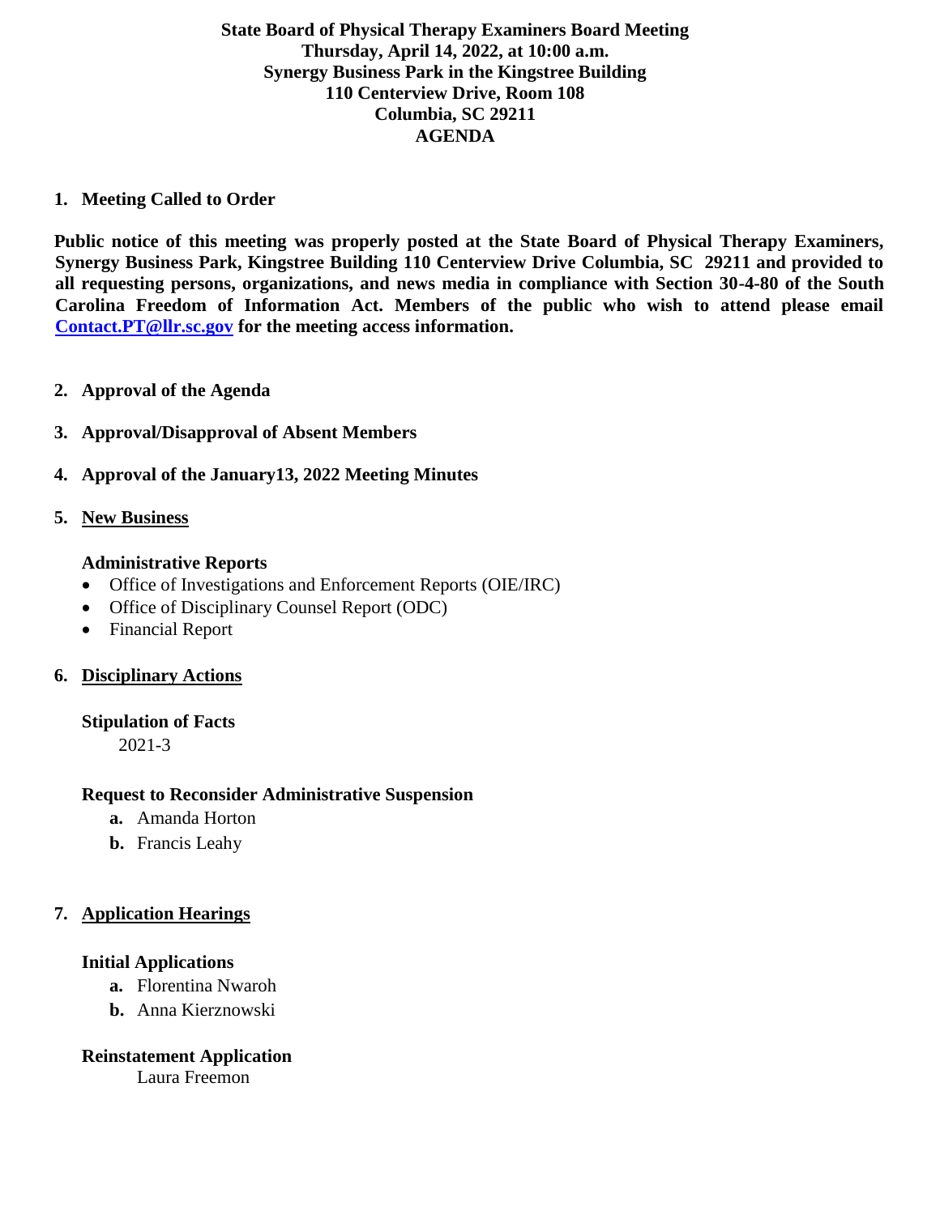**State Board of Physical Therapy Examiners Board Meeting**
**Thursday, April 14, 2022, at 10:00 a.m.**
**Synergy Business Park in the Kingstree Building**
**110 Centerview Drive, Room 108**
**Columbia, SC 29211**
**AGENDA**

1. **Meeting Called to Order**

**Public notice of this meeting was properly posted at the State Board of Physical Therapy Examiners, Synergy Business Park, Kingstree Building 110 Centerview Drive Columbia, SC 29211 and provided to all requesting persons, organizations, and news media in compliance with Section 30-4-80 of the South Carolina Freedom of Information Act. Members of the public who wish to attend please email Contact.PT@llr.sc.gov for the meeting access information.**

2. **Approval of the Agenda**

3. **Approval/Disapproval of Absent Members**

4. **Approval of the January13, 2022 Meeting Minutes**

5. **New Business**

   **Administrative Reports**
   - Office of Investigations and Enforcement Reports (OIE/IRC)
   - Office of Disciplinary Counsel Report (ODC)
   - Financial Report

6. **Disciplinary Actions**

   **Stipulation of Facts**
   2021-3

   **Request to Reconsider Administrative Suspension**
   - **a.** Amanda Horton
   - **b.** Francis Leahy

7. **Application Hearings**

   **Initial Applications**
   - **a.** Florentina Nwaroh
   - **b.** Anna Kierznowski

   **Reinstatement Application**
   Laura Freemon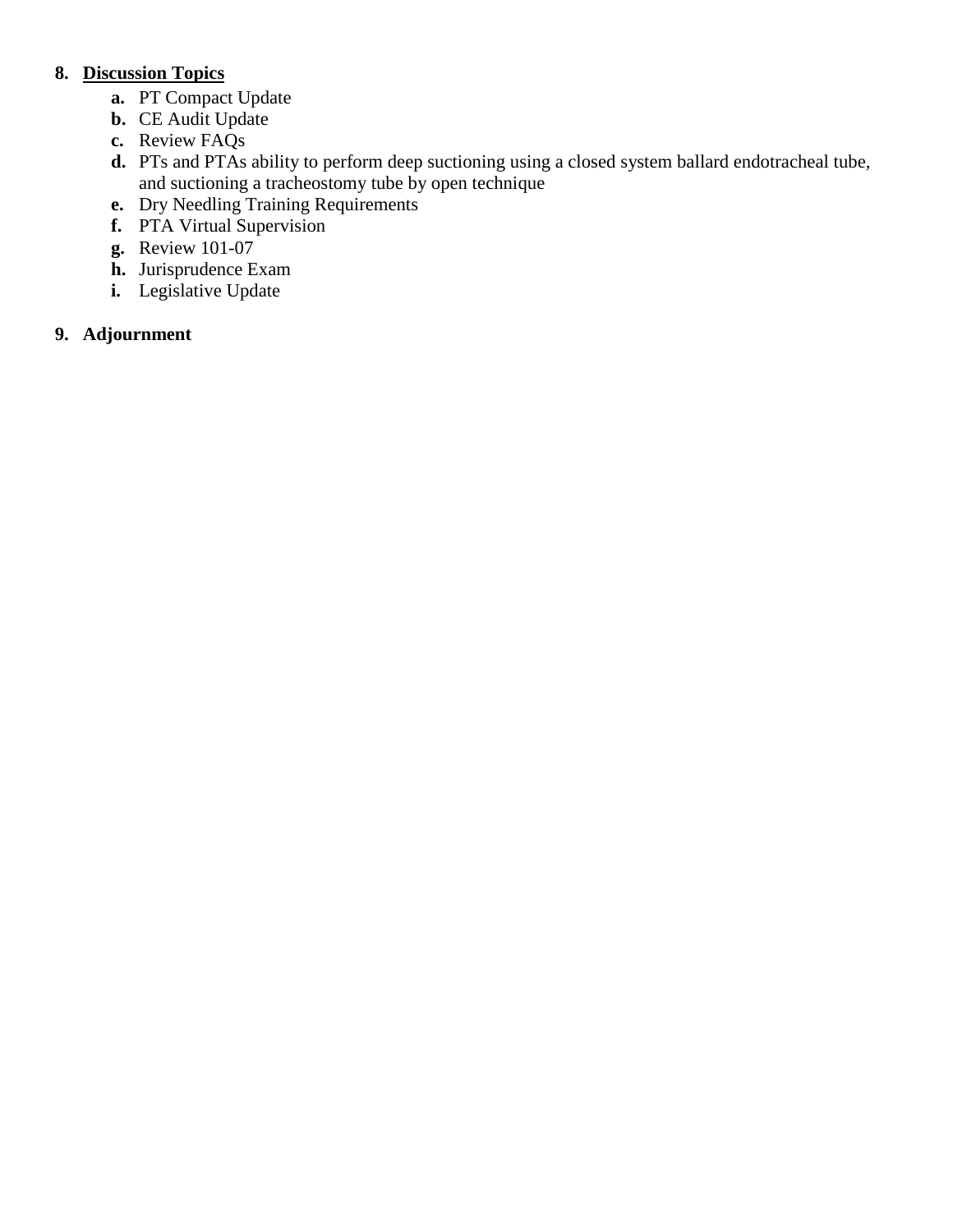8. **<u>Discussion Topics</u>**
   - **a.** PT Compact Update
   - **b.** CE Audit Update
   - **c.** Review FAQs
   - **d.** PTs and PTAs ability to perform deep suctioning using a closed system ballard endotracheal tube, and suctioning a tracheostomy tube by open technique
   - **e.** Dry Needling Training Requirements
   - **f.** PTA Virtual Supervision
   - **g.** Review 101-07
   - **h.** Jurisprudence Exam
   - **i.** Legislative Update

9. **Adjournment**